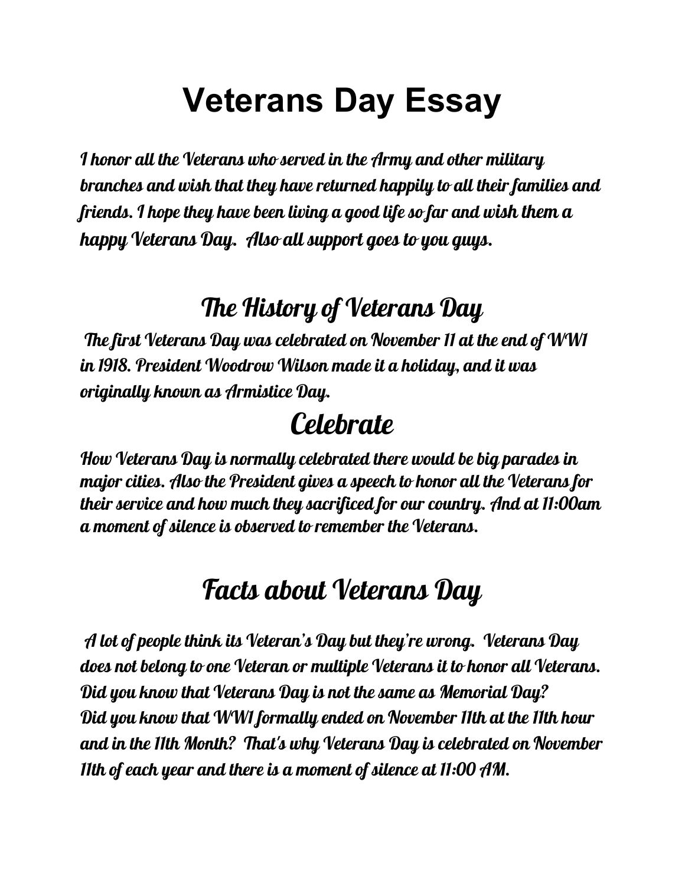# Veterans Day Essay

*I honor all the Veterans who served in the Army and other military branches and wish that they have returned happily to all their families and friends. I hope they have been living a good life so far and wish them a happy Veterans Day. Also all support goes to you guys.*

## The History of Veterans Day

*The first Veterans Day was celebrated on November 11 at the end of WW1 in 1918. President Woodrow Wilson made it a holiday, and it was originally known as Armistice Day.*

## Celebrate

*How Veterans Day is normally celebrated there would be big parades in major cities. Also the President gives a speech to honor all the Veterans for their service and how much they sacrificed for our country. And at 11:00am a moment of silence is observed to remember the Veterans.*

## Facts about Veterans Day

*A lot of people think its Veteran's Day but they're wrong. Veterans Day does not belong to one Veteran or multiple Veterans it to honor all Veterans. Did you know that Veterans Day is not the same as Memorial Day? Did you know that WW1 formally ended on November 11th at the 11th hour and in the 11th Month? That's why Veterans Day is celebrated on November 11th of each year and there is a moment of silence at 11:00 AM.*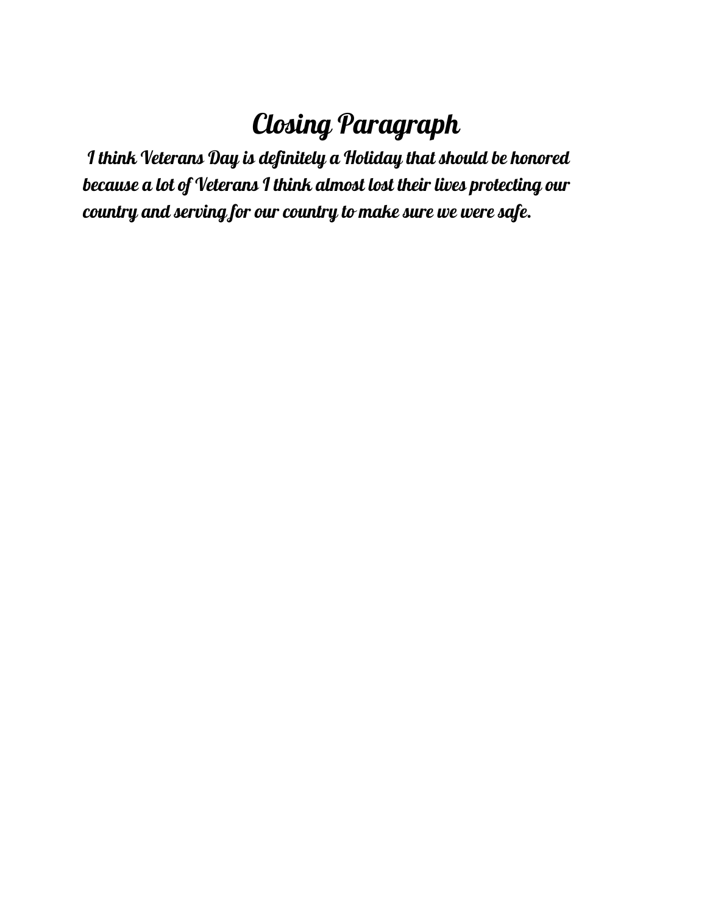# Closing Paragraph

I think Veterans Day is definitely a Holiday that should be honored because a lot of Veterans I think almost lost their lives protecting our country and serving for our country to make sure we were safe.